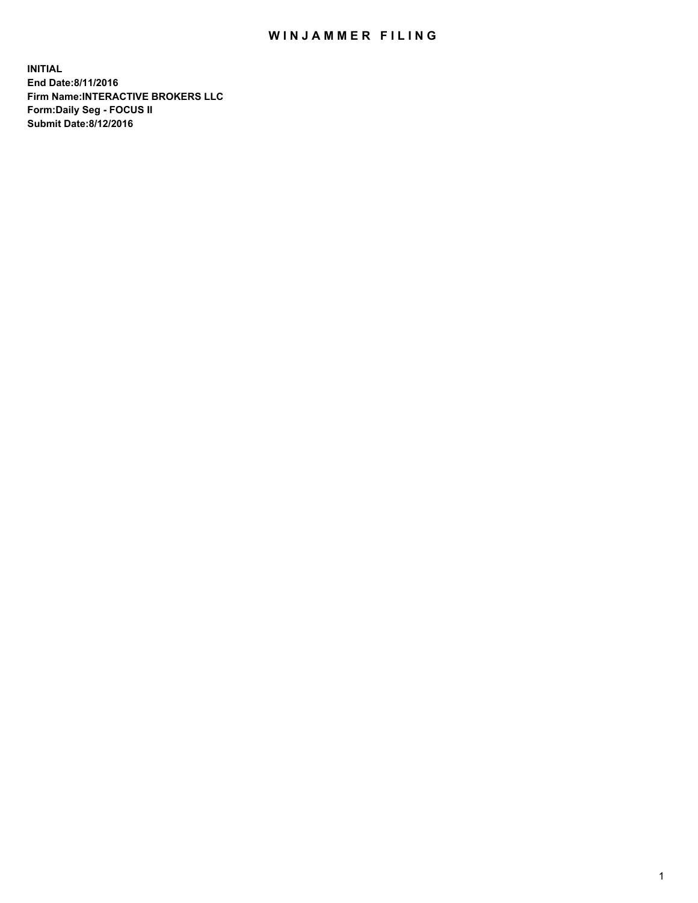# WINJAMMER FILING

**INITIAL**
**End Date:8/11/2016**
**Firm Name:INTERACTIVE BROKERS LLC**
**Form:Daily Seg - FOCUS II**
**Submit Date:8/12/2016**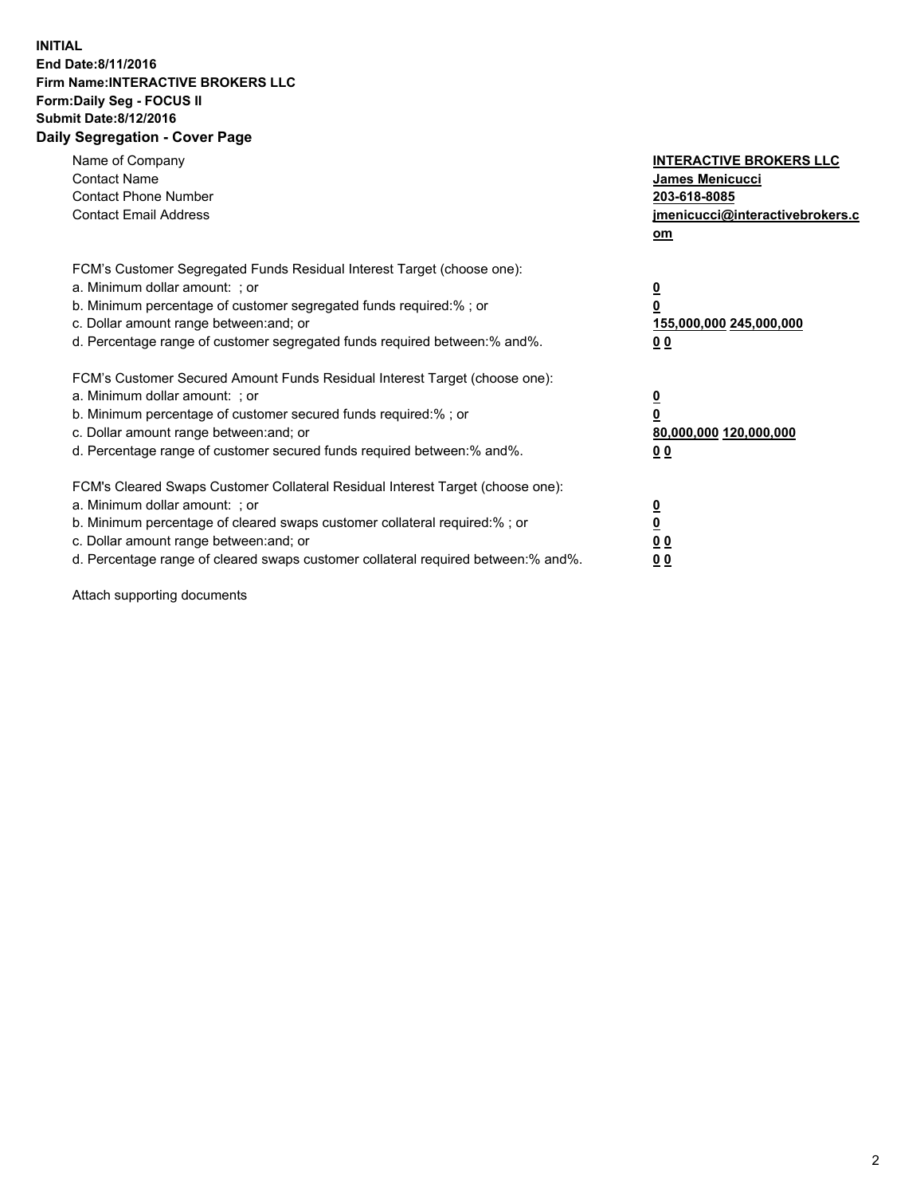**INITIAL**
**End Date:8/11/2016**
**Firm Name:INTERACTIVE BROKERS LLC**
**Form:Daily Seg - FOCUS II**
**Submit Date:8/12/2016**
**Daily Segregation - Cover Page**

| | |
|---|---|
| Name of Company | **INTERACTIVE BROKERS LLC** |
| Contact Name | **James Menicucci** |
| Contact Phone Number | **203-618-8085** |
| Contact Email Address | **jmenicucci@interactivebrokers.com** |

FCM's Customer Segregated Funds Residual Interest Target (choose one):

| | |
|---|---|
| a. Minimum dollar amount: ; or | **0** |
| b. Minimum percentage of customer segregated funds required:% ; or | **0** |
| c. Dollar amount range between:and; or | **155,000,000 245,000,000** |
| d. Percentage range of customer segregated funds required between:% and%. | **0 0** |

FCM's Customer Secured Amount Funds Residual Interest Target (choose one):

| | |
|---|---|
| a. Minimum dollar amount: ; or | **0** |
| b. Minimum percentage of customer secured funds required:% ; or | **0** |
| c. Dollar amount range between:and; or | **80,000,000 120,000,000** |
| d. Percentage range of customer secured funds required between:% and%. | **0 0** |

FCM's Cleared Swaps Customer Collateral Residual Interest Target (choose one):

| | |
|---|---|
| a. Minimum dollar amount: ; or | **0** |
| b. Minimum percentage of cleared swaps customer collateral required:% ; or | **0** |
| c. Dollar amount range between:and; or | **0 0** |
| d. Percentage range of cleared swaps customer collateral required between:% and%. | **0 0** |

Attach supporting documents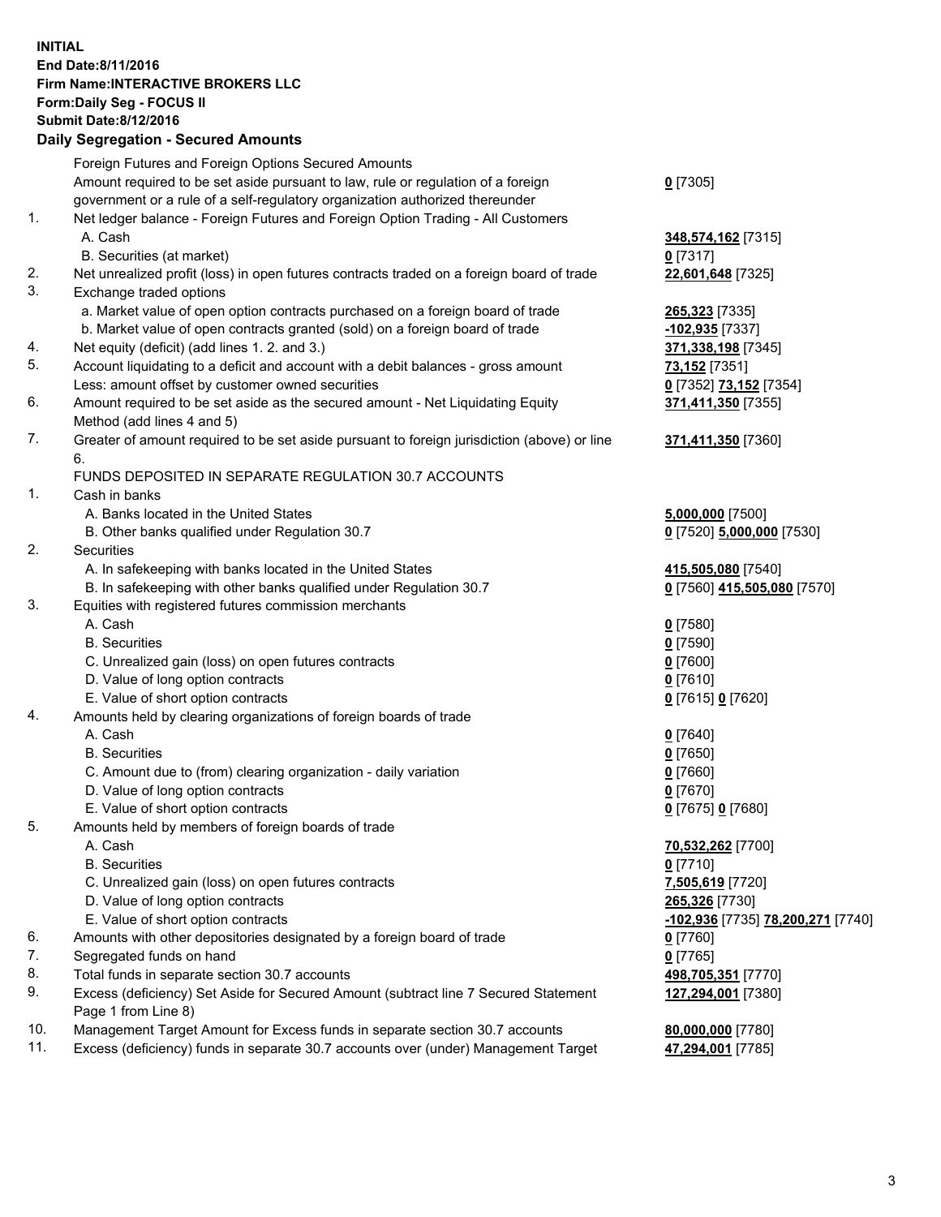**INITIAL**
**End Date:8/11/2016**
**Firm Name:INTERACTIVE BROKERS LLC**
**Form:Daily Seg - FOCUS II**
**Submit Date:8/12/2016**

## Daily Segregation - Secured Amounts

| | | |
|---|---|---|
| | Foreign Futures and Foreign Options Secured Amounts | |
| | Amount required to be set aside pursuant to law, rule or regulation of a foreign government or a rule of a self-regulatory organization authorized thereunder | **0** [7305] |
| 1. | Net ledger balance - Foreign Futures and Foreign Option Trading - All Customers | |
| | A. Cash | **348,574,162** [7315] |
| | B. Securities (at market) | **0** [7317] |
| 2. | Net unrealized profit (loss) in open futures contracts traded on a foreign board of trade | **22,601,648** [7325] |
| 3. | Exchange traded options | |
| | a. Market value of open option contracts purchased on a foreign board of trade | **265,323** [7335] |
| | b. Market value of open contracts granted (sold) on a foreign board of trade | **-102,935** [7337] |
| 4. | Net equity (deficit) (add lines 1. 2. and 3.) | **371,338,198** [7345] |
| 5. | Account liquidating to a deficit and account with a debit balances - gross amount | **73,152** [7351] |
| | Less: amount offset by customer owned securities | **0** [7352] **73,152** [7354] |
| 6. | Amount required to be set aside as the secured amount - Net Liquidating Equity Method (add lines 4 and 5) | **371,411,350** [7355] |
| 7. | Greater of amount required to be set aside pursuant to foreign jurisdiction (above) or line 6. | **371,411,350** [7360] |
| | FUNDS DEPOSITED IN SEPARATE REGULATION 30.7 ACCOUNTS | |
| 1. | Cash in banks | |
| | A. Banks located in the United States | **5,000,000** [7500] |
| | B. Other banks qualified under Regulation 30.7 | **0** [7520] **5,000,000** [7530] |
| 2. | Securities | |
| | A. In safekeeping with banks located in the United States | **415,505,080** [7540] |
| | B. In safekeeping with other banks qualified under Regulation 30.7 | **0** [7560] **415,505,080** [7570] |
| 3. | Equities with registered futures commission merchants | |
| | A. Cash | **0** [7580] |
| | B. Securities | **0** [7590] |
| | C. Unrealized gain (loss) on open futures contracts | **0** [7600] |
| | D. Value of long option contracts | **0** [7610] |
| | E. Value of short option contracts | **0** [7615] **0** [7620] |
| 4. | Amounts held by clearing organizations of foreign boards of trade | |
| | A. Cash | **0** [7640] |
| | B. Securities | **0** [7650] |
| | C. Amount due to (from) clearing organization - daily variation | **0** [7660] |
| | D. Value of long option contracts | **0** [7670] |
| | E. Value of short option contracts | **0** [7675] **0** [7680] |
| 5. | Amounts held by members of foreign boards of trade | |
| | A. Cash | **70,532,262** [7700] |
| | B. Securities | **0** [7710] |
| | C. Unrealized gain (loss) on open futures contracts | **7,505,619** [7720] |
| | D. Value of long option contracts | **265,326** [7730] |
| | E. Value of short option contracts | **-102,936** [7735] **78,200,271** [7740] |
| 6. | Amounts with other depositories designated by a foreign board of trade | **0** [7760] |
| 7. | Segregated funds on hand | **0** [7765] |
| 8. | Total funds in separate section 30.7 accounts | **498,705,351** [7770] |
| 9. | Excess (deficiency) Set Aside for Secured Amount (subtract line 7 Secured Statement Page 1 from Line 8) | **127,294,001** [7380] |
| 10. | Management Target Amount for Excess funds in separate section 30.7 accounts | **80,000,000** [7780] |
| 11. | Excess (deficiency) funds in separate 30.7 accounts over (under) Management Target | **47,294,001** [7785] |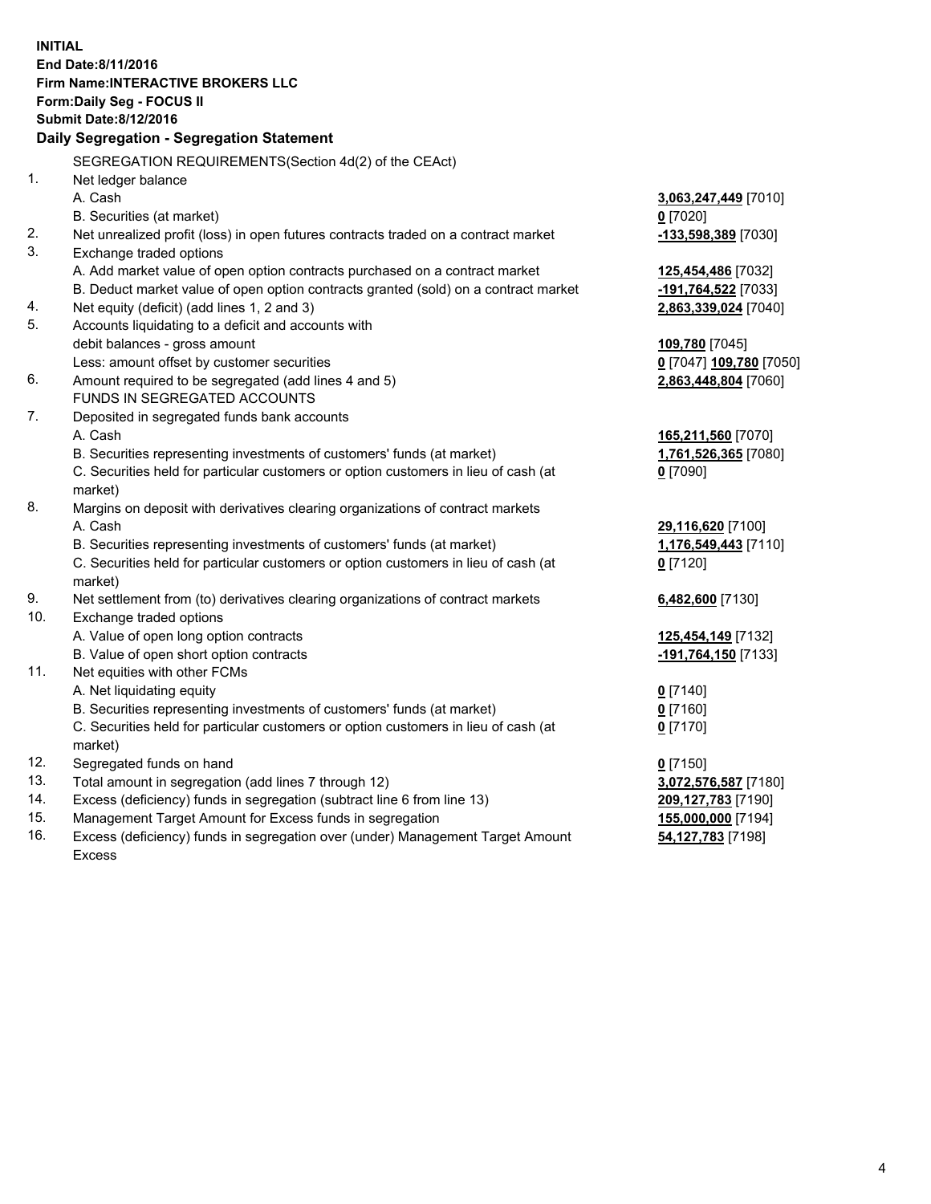**INITIAL**
**End Date:8/11/2016**
**Firm Name:INTERACTIVE BROKERS LLC**
**Form:Daily Seg - FOCUS II**
**Submit Date:8/12/2016**

**Daily Segregation - Segregation Statement**

| | | |
|---|---|---|
| | SEGREGATION REQUIREMENTS(Section 4d(2) of the CEAct) | |
| 1. | Net ledger balance | |
| | A. Cash | **3,063,247,449** [7010] |
| | B. Securities (at market) | **0** [7020] |
| 2. | Net unrealized profit (loss) in open futures contracts traded on a contract market | **-133,598,389** [7030] |
| 3. | Exchange traded options | |
| | A. Add market value of open option contracts purchased on a contract market | **125,454,486** [7032] |
| | B. Deduct market value of open option contracts granted (sold) on a contract market | **-191,764,522** [7033] |
| 4. | Net equity (deficit) (add lines 1, 2 and 3) | **2,863,339,024** [7040] |
| 5. | Accounts liquidating to a deficit and accounts with debit balances - gross amount | **109,780** [7045] |
| | Less: amount offset by customer securities | **0** [7047] **109,780** [7050] |
| 6. | Amount required to be segregated (add lines 4 and 5) | **2,863,448,804** [7060] |
| | FUNDS IN SEGREGATED ACCOUNTS | |
| 7. | Deposited in segregated funds bank accounts | |
| | A. Cash | **165,211,560** [7070] |
| | B. Securities representing investments of customers' funds (at market) | **1,761,526,365** [7080] |
| | C. Securities held for particular customers or option customers in lieu of cash (at market) | **0** [7090] |
| 8. | Margins on deposit with derivatives clearing organizations of contract markets | |
| | A. Cash | **29,116,620** [7100] |
| | B. Securities representing investments of customers' funds (at market) | **1,176,549,443** [7110] |
| | C. Securities held for particular customers or option customers in lieu of cash (at market) | **0** [7120] |
| 9. | Net settlement from (to) derivatives clearing organizations of contract markets | **6,482,600** [7130] |
| 10. | Exchange traded options | |
| | A. Value of open long option contracts | **125,454,149** [7132] |
| | B. Value of open short option contracts | **-191,764,150** [7133] |
| 11. | Net equities with other FCMs | |
| | A. Net liquidating equity | **0** [7140] |
| | B. Securities representing investments of customers' funds (at market) | **0** [7160] |
| | C. Securities held for particular customers or option customers in lieu of cash (at market) | **0** [7170] |
| 12. | Segregated funds on hand | **0** [7150] |
| 13. | Total amount in segregation (add lines 7 through 12) | **3,072,576,587** [7180] |
| 14. | Excess (deficiency) funds in segregation (subtract line 6 from line 13) | **209,127,783** [7190] |
| 15. | Management Target Amount for Excess funds in segregation | **155,000,000** [7194] |
| 16. | Excess (deficiency) funds in segregation over (under) Management Target Amount Excess | **54,127,783** [7198] |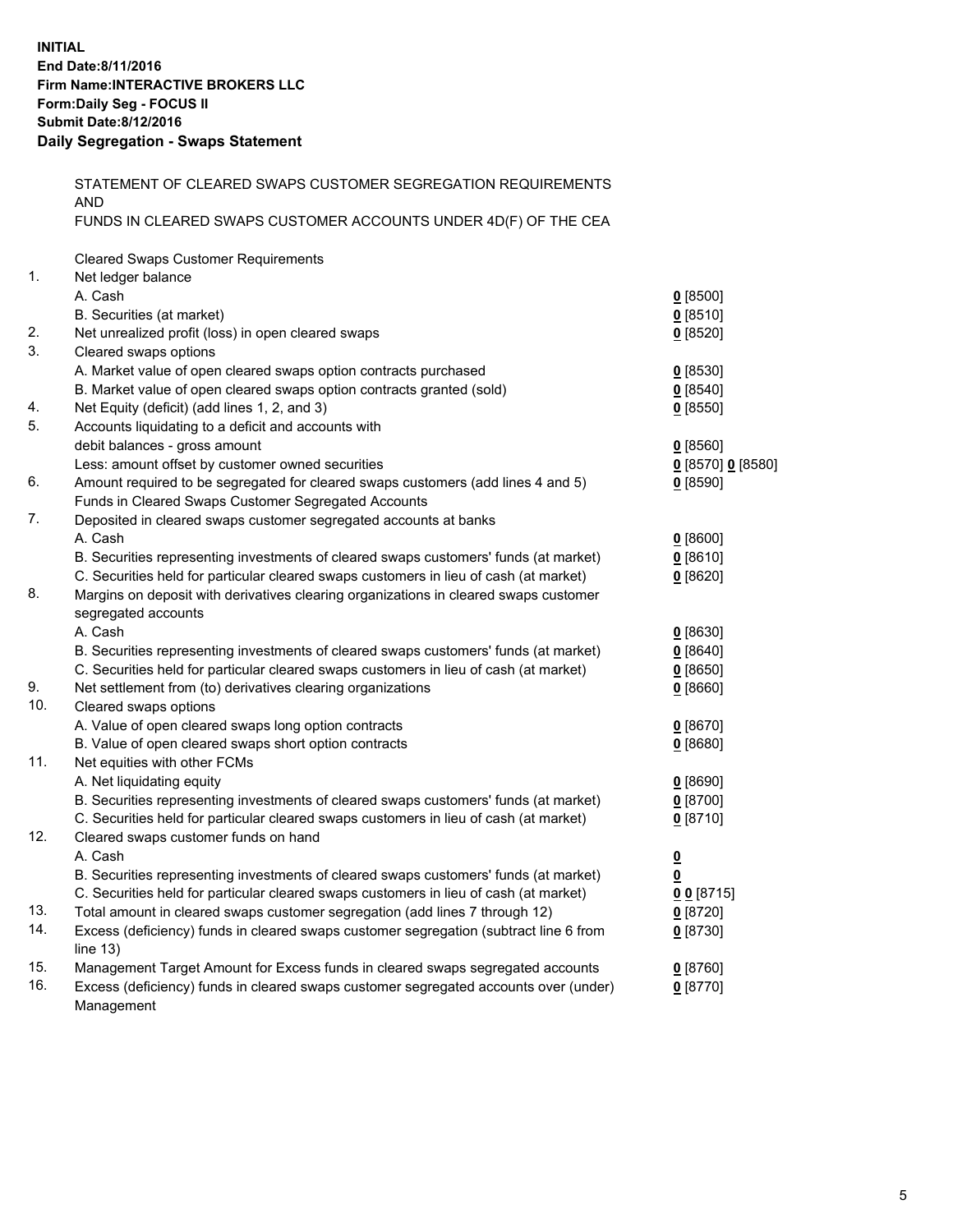**INITIAL**
**End Date:8/11/2016**
**Firm Name:INTERACTIVE BROKERS LLC**
**Form:Daily Seg - FOCUS II**
**Submit Date:8/12/2016**
**Daily Segregation - Swaps Statement**

STATEMENT OF CLEARED SWAPS CUSTOMER SEGREGATION REQUIREMENTS AND FUNDS IN CLEARED SWAPS CUSTOMER ACCOUNTS UNDER 4D(F) OF THE CEA

| | | |
|---|---|---|
| | Cleared Swaps Customer Requirements | |
| 1. | Net ledger balance | |
| | A. Cash | 0 [8500] |
| | B. Securities (at market) | 0 [8510] |
| 2. | Net unrealized profit (loss) in open cleared swaps | 0 [8520] |
| 3. | Cleared swaps options | |
| | A. Market value of open cleared swaps option contracts purchased | 0 [8530] |
| | B. Market value of open cleared swaps option contracts granted (sold) | 0 [8540] |
| 4. | Net Equity (deficit) (add lines 1, 2, and 3) | 0 [8550] |
| 5. | Accounts liquidating to a deficit and accounts with debit balances - gross amount | 0 [8560] |
| | Less: amount offset by customer owned securities | 0 [8570] 0 [8580] |
| 6. | Amount required to be segregated for cleared swaps customers (add lines 4 and 5) | 0 [8590] |
| | Funds in Cleared Swaps Customer Segregated Accounts | |
| 7. | Deposited in cleared swaps customer segregated accounts at banks | |
| | A. Cash | 0 [8600] |
| | B. Securities representing investments of cleared swaps customers' funds (at market) | 0 [8610] |
| | C. Securities held for particular cleared swaps customers in lieu of cash (at market) | 0 [8620] |
| 8. | Margins on deposit with derivatives clearing organizations in cleared swaps customer segregated accounts | |
| | A. Cash | 0 [8630] |
| | B. Securities representing investments of cleared swaps customers' funds (at market) | 0 [8640] |
| | C. Securities held for particular cleared swaps customers in lieu of cash (at market) | 0 [8650] |
| 9. | Net settlement from (to) derivatives clearing organizations | 0 [8660] |
| 10. | Cleared swaps options | |
| | A. Value of open cleared swaps long option contracts | 0 [8670] |
| | B. Value of open cleared swaps short option contracts | 0 [8680] |
| 11. | Net equities with other FCMs | |
| | A. Net liquidating equity | 0 [8690] |
| | B. Securities representing investments of cleared swaps customers' funds (at market) | 0 [8700] |
| | C. Securities held for particular cleared swaps customers in lieu of cash (at market) | 0 [8710] |
| 12. | Cleared swaps customer funds on hand | |
| | A. Cash | 0 |
| | B. Securities representing investments of cleared swaps customers' funds (at market) | 0 |
| | C. Securities held for particular cleared swaps customers in lieu of cash (at market) | 0 0 [8715] |
| 13. | Total amount in cleared swaps customer segregation (add lines 7 through 12) | 0 [8720] |
| 14. | Excess (deficiency) funds in cleared swaps customer segregation (subtract line 6 from line 13) | 0 [8730] |
| 15. | Management Target Amount for Excess funds in cleared swaps segregated accounts | 0 [8760] |
| 16. | Excess (deficiency) funds in cleared swaps customer segregated accounts over (under) Management | 0 [8770] |